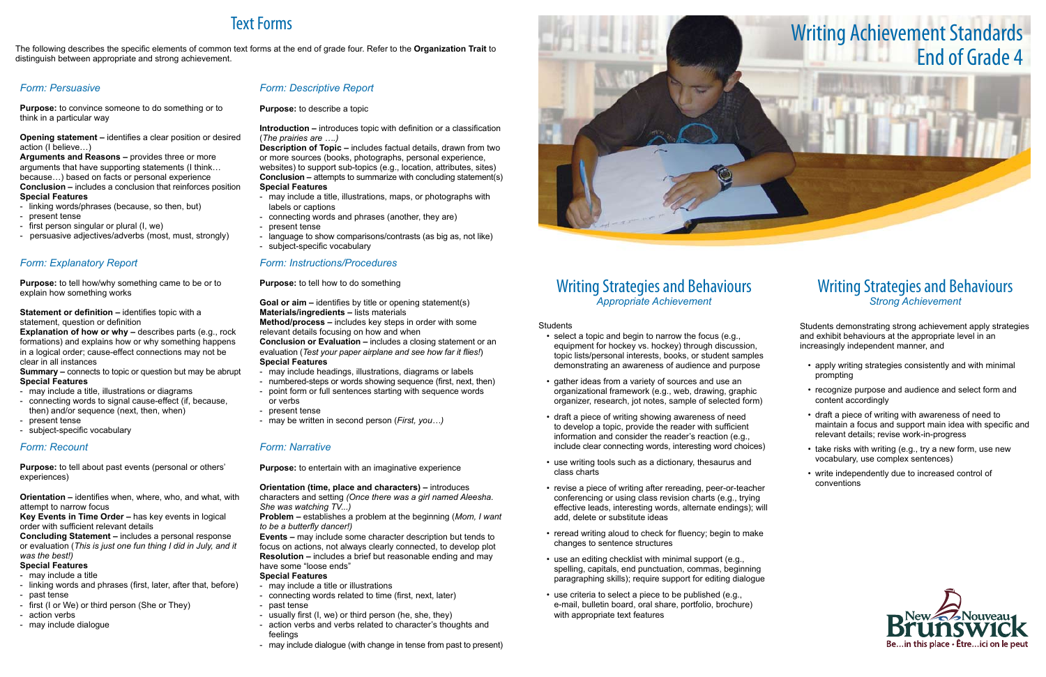# Text Forms

The following describes the specific elements of common text forms at the end of grade four. Refer to the **Organization Trait** to distinguish between appropriate and strong achievement.

### *Form: Persuasive*

**Purpose:** to convince someone to do something or to think in a particular way

**Opening statement –** identifies a clear position or desired action (I believe…)
**Arguments and Reasons –** provides three or more arguments that have supporting statements (I think… because…) based on facts or personal experience
**Conclusion –** includes a conclusion that reinforces position
**Special Features**
- linking words/phrases (because, so then, but)
- present tense
- first person singular or plural (I, we)
- persuasive adjectives/adverbs (most, must, strongly)

### *Form: Explanatory Report*

**Purpose:** to tell how/why something came to be or to explain how something works

**Statement or definition –** identifies topic with a statement, question or definition
**Explanation of how or why –** describes parts (e.g., rock formations) and explains how or why something happens in a logical order; cause-effect connections may not be clear in all instances
**Summary –** connects to topic or question but may be abrupt
**Special Features**
- may include a title, illustrations or diagrams
- connecting words to signal cause-effect (if, because, then) and/or sequence (next, then, when)
- present tense
- subject-specific vocabulary

### *Form: Recount*

**Purpose:** to tell about past events (personal or others' experiences)

**Orientation –** identifies when, where, who, and what, with attempt to narrow focus
**Key Events in Time Order –** has key events in logical order with sufficient relevant details
**Concluding Statement –** includes a personal response or evaluation (*This is just one fun thing I did in July, and it was the best!*)
**Special Features**
- may include a title
- linking words and phrases (first, later, after that, before)
- past tense
- first (I or We) or third person (She or They)
- action verbs
- may include dialogue

### *Form: Descriptive Report*

**Purpose:** to describe a topic

**Introduction –** introduces topic with definition or a classification (*The prairies are ….)*
**Description of Topic –** includes factual details, drawn from two or more sources (books, photographs, personal experience, websites) to support sub-topics (e.g., location, attributes, sites)
**Conclusion –** attempts to summarize with concluding statement(s)
**Special Features**
- may include a title, illustrations, maps, or photographs with labels or captions
- connecting words and phrases (another, they are)
- present tense
- language to show comparisons/contrasts (as big as, not like)
- subject-specific vocabulary

### *Form: Instructions/Procedures*

**Purpose:** to tell how to do something

**Goal or aim –** identifies by title or opening statement(s)
**Materials/ingredients –** lists materials
**Method/process –** includes key steps in order with some relevant details focusing on how and when
**Conclusion or Evaluation –** includes a closing statement or an evaluation (*Test your paper airplane and see how far it flies!*)
**Special Features**
- may include headings, illustrations, diagrams or labels
- numbered-steps or words showing sequence (first, next, then)
- point form or full sentences starting with sequence words or verbs
- present tense
- may be written in second person (*First, you…)*

### *Form: Narrative*

**Purpose:** to entertain with an imaginative experience

**Orientation (time, place and characters) –** introduces characters and setting *(Once there was a girl named Aleesha. She was watching TV...)*
**Problem –** establishes a problem at the beginning (*Mom, I want to be a butterfly dancer!)*
**Events –** may include some character description but tends to focus on actions, not always clearly connected, to develop plot
**Resolution –** includes a brief but reasonable ending and may have some "loose ends"
**Special Features**
- may include a title or illustrations
- connecting words related to time (first, next, later)
- past tense
- usually first (I, we) or third person (he, she, they)
- action verbs and verbs related to character's thoughts and feelings
- may include dialogue (with change in tense from past to present)

# Writing Achievement Standards End of Grade 4

## Writing Strategies and Behaviours
*Appropriate Achievement*

Students

- select a topic and begin to narrow the focus (e.g., equipment for hockey vs. hockey) through discussion, topic lists/personal interests, books, or student samples demonstrating an awareness of audience and purpose
- gather ideas from a variety of sources and use an organizational framework (e.g., web, drawing, graphic organizer, research, jot notes, sample of selected form)
- draft a piece of writing showing awareness of need to develop a topic, provide the reader with sufficient information and consider the reader's reaction (e.g., include clear connecting words, interesting word choices)
- use writing tools such as a dictionary, thesaurus and class charts
- revise a piece of writing after rereading, peer-or-teacher conferencing or using class revision charts (e.g., trying effective leads, interesting words, alternate endings); will add, delete or substitute ideas
- reread writing aloud to check for fluency; begin to make changes to sentence structures
- use an editing checklist with minimal support (e.g., spelling, capitals, end punctuation, commas, beginning paragraphing skills); require support for editing dialogue
- use criteria to select a piece to be published (e.g., e-mail, bulletin board, oral share, portfolio, brochure) with appropriate text features

## Writing Strategies and Behaviours
*Strong Achievement*

Students demonstrating strong achievement apply strategies and exhibit behaviours at the appropriate level in an increasingly independent manner, and

- apply writing strategies consistently and with minimal prompting
- recognize purpose and audience and select form and content accordingly
- draft a piece of writing with awareness of need to maintain a focus and support main idea with specific and relevant details; revise work-in-progress
- take risks with writing (e.g., try a new form, use new vocabulary, use complex sentences)
- write independently due to increased control of conventions

New Brunswick / Nouveau Brunswick
Be…in this place • Être…ici on le peut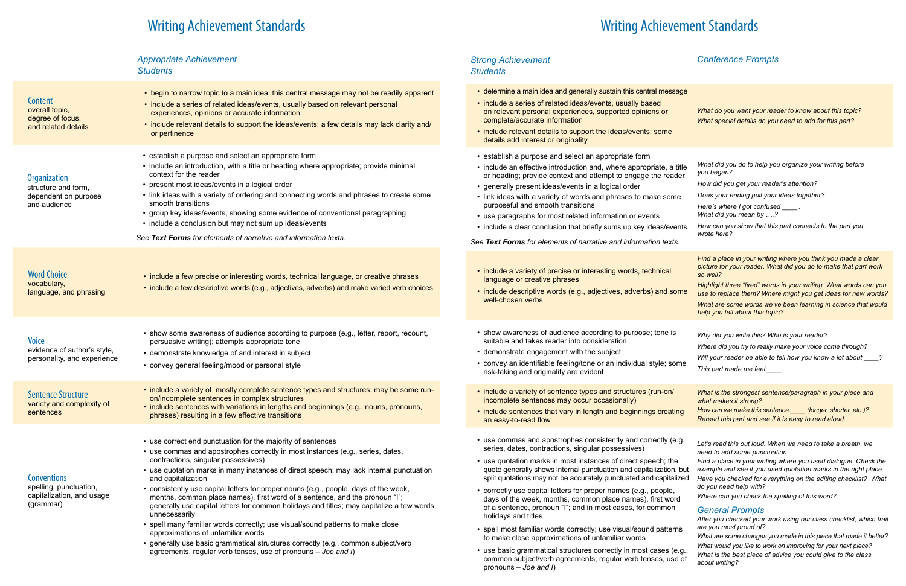# Writing Achievement Standards

| | *Appropriate Achievement Students* | *Strong Achievement Students* | *Conference Prompts* |
|---|---|---|---|
| **Content** overall topic, degree of focus, and related details | • begin to narrow topic to a main idea; this central message may not be readily apparent<br>• include a series of related ideas/events, usually based on relevant personal experiences, opinions or accurate information<br>• include relevant details to support the ideas/events; a few details may lack clarity and/or pertinence | • determine a main idea and generally sustain this central message<br>• include a series of related ideas/events, usually based on relevant personal experiences, supported opinions or complete/accurate information<br>• include relevant details to support the ideas/events; some details add interest or originality | *What do you want your reader to know about this topic?*<br>*What special details do you need to add for this part?* |
| **Organization** structure and form, dependent on purpose and audience | • establish a purpose and select an appropriate form<br>• include an introduction, with a title or heading where appropriate; provide minimal context for the reader<br>• present most ideas/events in a logical order<br>• link ideas with a variety of ordering and connecting words and phrases to create some smooth transitions<br>• group key ideas/events; showing some evidence of conventional paragraphing<br>• include a conclusion but may not sum up ideas/events<br>*See **Text Forms** for elements of narrative and information texts.* | • establish a purpose and select an appropriate form<br>• include an effective introduction and, where appropriate, a title or heading; provide context and attempt to engage the reader<br>• generally present ideas/events in a logical order<br>• link ideas with a variety of words and phrases to make some purposeful and smooth transitions<br>• use paragraphs for most related information or events<br>• include a clear conclusion that briefly sums up key ideas/events<br>*See **Text Forms** for elements of narrative and information texts.* | *What did you do to help you organize your writing before you began?*<br>*How did you get your reader's attention?*<br>*Does your ending pull your ideas together?*<br>*Here's where I got confused ____ . What did you mean by ….?*<br>*How can you show that this part connects to the part you wrote here?* |
| **Word Choice** vocabulary, language, and phrasing | • include a few precise or interesting words, technical language, or creative phrases<br>• include a few descriptive words (e.g., adjectives, adverbs) and make varied verb choices | • include a variety of precise or interesting words, technical language or creative phrases<br>• include descriptive words (e.g., adjectives, adverbs) and some well-chosen verbs | *Find a place in your writing where you think you made a clear picture for your reader. What did you do to make that part work so well?*<br>*Highlight three "tired" words in your writing. What words can you use to replace them? Where might you get ideas for new words?*<br>*What are some words we've been learning in science that would help you tell about this topic?* |
| **Voice** evidence of author's style, personality, and experience | • show some awareness of audience according to purpose (e.g., letter, report, recount, persuasive writing); attempts appropriate tone<br>• demonstrate knowledge of and interest in subject<br>• convey general feeling/mood or personal style | • show awareness of audience according to purpose; tone is suitable and takes reader into consideration<br>• demonstrate engagement with the subject<br>• convey an identifiable feeling/tone or an individual style; some risk-taking and originality are evident | *Why did you write this? Who is your reader?*<br>*Where did you try to really make your voice come through?*<br>*Will your reader be able to tell how you know a lot about ____?*<br>*This part made me feel ____.* |
| **Sentence Structure** variety and complexity of sentences | • include a variety of mostly complete sentence types and structures; may be some run-on/incomplete sentences in complex structures<br>• include sentences with variations in lengths and beginnings (e.g., nouns, pronouns, phrases) resulting in a few effective transitions | • include a variety of sentence types and structures (run-on/incomplete sentences may occur occasionally)<br>• include sentences that vary in length and beginnings creating an easy-to-read flow | *What is the strongest sentence/paragraph in your piece and what makes it strong?*<br>*How can we make this sentence ____ (longer, shorter, etc.)?*<br>*Reread this part and see if it is easy to read aloud.* |
| **Conventions** spelling, punctuation, capitalization, and usage (grammar) | • use correct end punctuation for the majority of sentences<br>• use commas and apostrophes correctly in most instances (e.g., series, dates, contractions, singular possessives)<br>• use quotation marks in many instances of direct speech; may lack internal punctuation and capitalization<br>• consistently use capital letters for proper nouns (e.g., people, days of the week, months, common place names), first word of a sentence, and the pronoun "I"; generally use capital letters for common holidays and titles; may capitalize a few words unnecessarily<br>• spell many familiar words correctly; use visual/sound patterns to make close approximations of unfamiliar words<br>• generally use basic grammatical structures correctly (e.g., common subject/verb agreements, regular verb tenses, use of pronouns – *Joe and I*) | • use commas and apostrophes consistently and correctly (e.g., series, dates, contractions, singular possessives)<br>• use quotation marks in most instances of direct speech; the quote generally shows internal punctuation and capitalization, but split quotations may not be accurately punctuated and capitalized<br>• correctly use capital letters for proper names (e.g., people, days of the week, months, common place names), first word of a sentence, pronoun "I"; and in most cases, for common holidays and titles<br>• spell most familiar words correctly; use visual/sound patterns to make close approximations of unfamiliar words<br>• use basic grammatical structures correctly in most cases (e.g., common subject/verb agreements, regular verb tenses, use of pronouns – *Joe and I*) | *Let's read this out loud. When we need to take a breath, we need to add some punctuation.*<br>*Find a place in your writing where you used dialogue. Check the example and see if you used quotation marks in the right place.*<br>*Have you checked for everything on the editing checklist? What do you need help with?*<br>*Where can you check the spelling of this word?* |

### *General Prompts*

*After you checked your work using our class checklist, which trait are you most proud of?*

*What are some changes you made in this piece that made it better?*

*What would you like to work on improving for your next piece?*

*What is the best piece of advice you could give to the class about writing?*